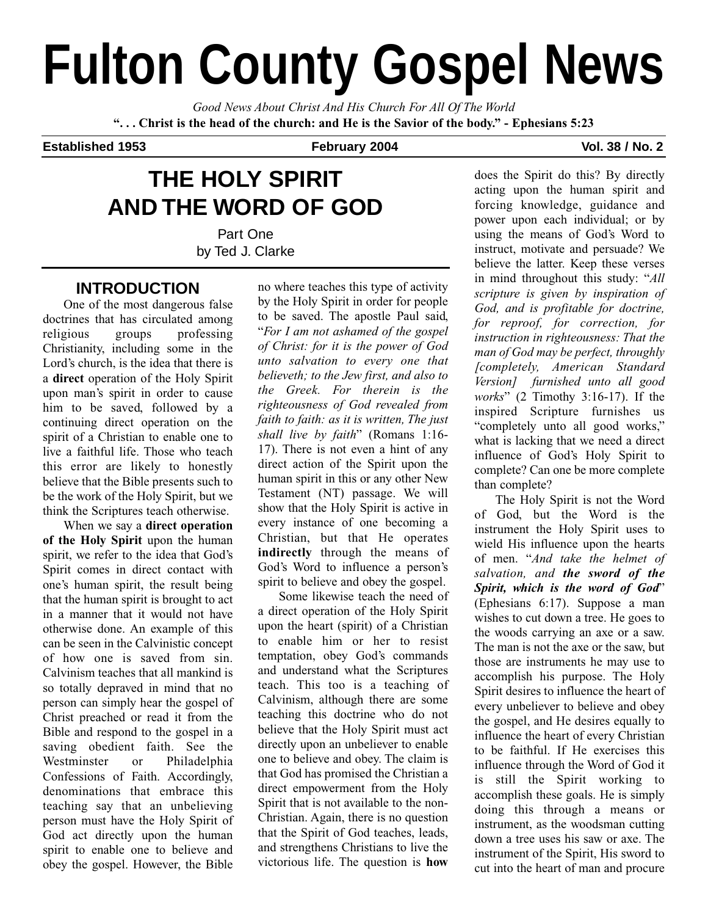# Fulton County Gospel News

*Good News About Christ And His Church For All Of The World*

**". . . Christ is the head of the church: and He is the Savior of the body." - Ephesians 5:23**

**Established 1953** **February 2004** **Vol. 38 / No. 2**

## THE HOLY SPIRIT AND THE WORD OF GOD

Part One
by Ted J. Clarke

### INTRODUCTION

One of the most dangerous false doctrines that has circulated among religious groups professing Christianity, including some in the Lord's church, is the idea that there is a **direct** operation of the Holy Spirit upon man's spirit in order to cause him to be saved, followed by a continuing direct operation on the spirit of a Christian to enable one to live a faithful life. Those who teach this error are likely to honestly believe that the Bible presents such to be the work of the Holy Spirit, but we think the Scriptures teach otherwise.

When we say a **direct operation of the Holy Spirit** upon the human spirit, we refer to the idea that God's Spirit comes in direct contact with one's human spirit, the result being that the human spirit is brought to act in a manner that it would not have otherwise done. An example of this can be seen in the Calvinistic concept of how one is saved from sin. Calvinism teaches that all mankind is so totally depraved in mind that no person can simply hear the gospel of Christ preached or read it from the Bible and respond to the gospel in a saving obedient faith. See the Westminster or Philadelphia Confessions of Faith. Accordingly, denominations that embrace this teaching say that an unbelieving person must have the Holy Spirit of God act directly upon the human spirit to enable one to believe and obey the gospel. However, the Bible no where teaches this type of activity by the Holy Spirit in order for people to be saved. The apostle Paul said, "*For I am not ashamed of the gospel of Christ: for it is the power of God unto salvation to every one that believeth; to the Jew first, and also to the Greek. For therein is the righteousness of God revealed from faith to faith: as it is written, The just shall live by faith*" (Romans 1:16-17). There is not even a hint of any direct action of the Spirit upon the human spirit in this or any other New Testament (NT) passage. We will show that the Holy Spirit is active in every instance of one becoming a Christian, but that He operates **indirectly** through the means of God's Word to influence a person's spirit to believe and obey the gospel.

Some likewise teach the need of a direct operation of the Holy Spirit upon the heart (spirit) of a Christian to enable him or her to resist temptation, obey God's commands and understand what the Scriptures teach. This too is a teaching of Calvinism, although there are some teaching this doctrine who do not believe that the Holy Spirit must act directly upon an unbeliever to enable one to believe and obey. The claim is that God has promised the Christian a direct empowerment from the Holy Spirit that is not available to the non-Christian. Again, there is no question that the Spirit of God teaches, leads, and strengthens Christians to live the victorious life. The question is **how** does the Spirit do this? By directly acting upon the human spirit and forcing knowledge, guidance and power upon each individual; or by using the means of God's Word to instruct, motivate and persuade? We believe the latter. Keep these verses in mind throughout this study: "*All scripture is given by inspiration of God, and is profitable for doctrine, for reproof, for correction, for instruction in righteousness: That the man of God may be perfect, throughly [completely, American Standard Version] furnished unto all good works*" (2 Timothy 3:16-17). If the inspired Scripture furnishes us "completely unto all good works," what is lacking that we need a direct influence of God's Holy Spirit to complete? Can one be more complete than complete?

The Holy Spirit is not the Word of God, but the Word is the instrument the Holy Spirit uses to wield His influence upon the hearts of men. "*And take the helmet of salvation, and **the sword of the Spirit, which is the word of God***" (Ephesians 6:17). Suppose a man wishes to cut down a tree. He goes to the woods carrying an axe or a saw. The man is not the axe or the saw, but those are instruments he may use to accomplish his purpose. The Holy Spirit desires to influence the heart of every unbeliever to believe and obey the gospel, and He desires equally to influence the heart of every Christian to be faithful. If He exercises this influence through the Word of God it is still the Spirit working to accomplish these goals. He is simply doing this through a means or instrument, as the woodsman cutting down a tree uses his saw or axe. The instrument of the Spirit, His sword to cut into the heart of man and procure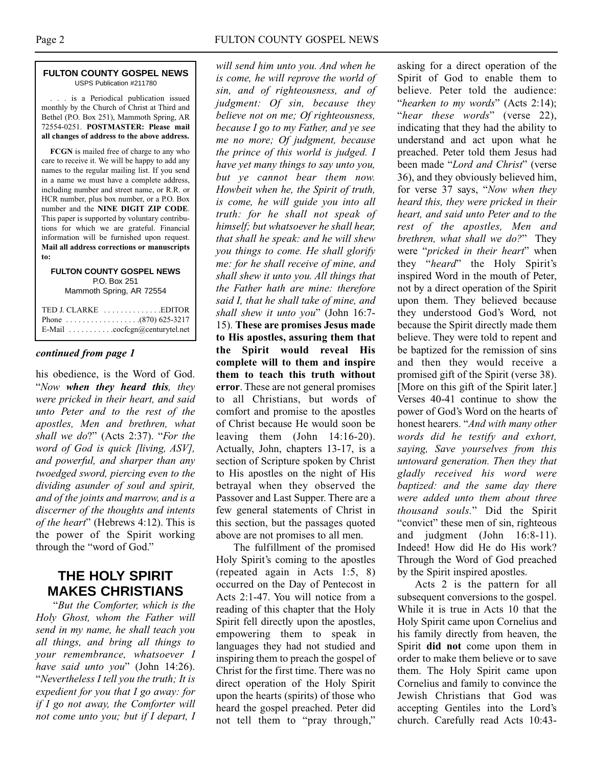**FULTON COUNTY GOSPEL NEWS**
USPS Publication #211780

. . . is a Periodical publication issued monthly by the Church of Christ at Third and Bethel (P.O. Box 251), Mammoth Spring, AR 72554-0251. **POSTMASTER: Please mail all changes of address to the above address.**

**FCGN** is mailed free of charge to any who care to receive it. We will be happy to add any names to the regular mailing list. If you send in a name we must have a complete address, including number and street name, or R.R. or HCR number, plus box number, or a P.O. Box number and the **NINE DIGIT ZIP CODE**. This paper is supported by voluntary contributions for which we are grateful. Financial information will be furnished upon request. **Mail all address corrections or manuscripts to:**

**FULTON COUNTY GOSPEL NEWS**
P.O. Box 251
Mammoth Spring, AR 72554

TED J. CLARKE . . . . . . . . . . . . . EDITOR
Phone . . . . . . . . . . . . . . . . . (870) 625-3217
E-Mail . . . . . . . . . . cocfcgn@centurytel.net

***continued from page 1***

his obedience, is the Word of God. "*Now **when they heard this**, they were pricked in their heart, and said unto Peter and to the rest of the apostles, Men and brethren, what shall we do*?" (Acts 2:37). "*For the word of God is quick [living, ASV], and powerful, and sharper than any twoedged sword, piercing even to the dividing asunder of soul and spirit, and of the joints and marrow, and is a discerner of the thoughts and intents of the heart*" (Hebrews 4:12). This is the power of the Spirit working through the "word of God."

## THE HOLY SPIRIT MAKES CHRISTIANS

"*But the Comforter, which is the Holy Ghost, whom the Father will send in my name, he shall teach you all things, and bring all things to your remembrance, whatsoever I have said unto you*" (John 14:26). "*Nevertheless I tell you the truth; It is expedient for you that I go away: for if I go not away, the Comforter will not come unto you; but if I depart, I will send him unto you. And when he is come, he will reprove the world of sin, and of righteousness, and of judgment: Of sin, because they believe not on me; Of righteousness, because I go to my Father, and ye see me no more; Of judgment, because the prince of this world is judged. I have yet many things to say unto you, but ye cannot bear them now. Howbeit when he, the Spirit of truth, is come, he will guide you into all truth: for he shall not speak of himself; but whatsoever he shall hear, that shall he speak: and he will shew you things to come. He shall glorify me: for he shall receive of mine, and shall shew it unto you. All things that the Father hath are mine: therefore said I, that he shall take of mine, and shall shew it unto you*" (John 16:7-15). **These are promises Jesus made to His apostles, assuring them that the Spirit would reveal His complete will to them and inspire them to teach this truth without error**. These are not general promises to all Christians, but words of comfort and promise to the apostles of Christ because He would soon be leaving them (John 14:16-20). Actually, John, chapters 13-17, is a section of Scripture spoken by Christ to His apostles on the night of His betrayal when they observed the Passover and Last Supper. There are a few general statements of Christ in this section, but the passages quoted above are not promises to all men.

The fulfillment of the promised Holy Spirit's coming to the apostles (repeated again in Acts 1:5, 8) occurred on the Day of Pentecost in Acts 2:1-47. You will notice from a reading of this chapter that the Holy Spirit fell directly upon the apostles, empowering them to speak in languages they had not studied and inspiring them to preach the gospel of Christ for the first time. There was no direct operation of the Holy Spirit upon the hearts (spirits) of those who heard the gospel preached. Peter did not tell them to "pray through," asking for a direct operation of the Spirit of God to enable them to believe. Peter told the audience: "*hearken to my words*" (Acts 2:14); "*hear these words*" (verse 22), indicating that they had the ability to understand and act upon what he preached. Peter told them Jesus had been made "*Lord and Christ*" (verse 36), and they obviously believed him, for verse 37 says, "*Now when they heard this, they were pricked in their heart, and said unto Peter and to the rest of the apostles, Men and brethren, what shall we do?*" They were "*pricked in their heart*" when they "*heard*" the Holy Spirit's inspired Word in the mouth of Peter, not by a direct operation of the Spirit upon them. They believed because they understood God's Word, not because the Spirit directly made them believe. They were told to repent and be baptized for the remission of sins and then they would receive a promised gift of the Spirit (verse 38). [More on this gift of the Spirit later.] Verses 40-41 continue to show the power of God's Word on the hearts of honest hearers. "*And with many other words did he testify and exhort, saying, Save yourselves from this untoward generation. Then they that gladly received his word were baptized: and the same day there were added unto them about three thousand souls.*" Did the Spirit "convict" these men of sin, righteous and judgment (John 16:8-11). Indeed! How did He do His work? Through the Word of God preached by the Spirit inspired apostles.

Acts 2 is the pattern for all subsequent conversions to the gospel. While it is true in Acts 10 that the Holy Spirit came upon Cornelius and his family directly from heaven, the Spirit **did not** come upon them in order to make them believe or to save them. The Holy Spirit came upon Cornelius and family to convince the Jewish Christians that God was accepting Gentiles into the Lord's church. Carefully read Acts 10:43-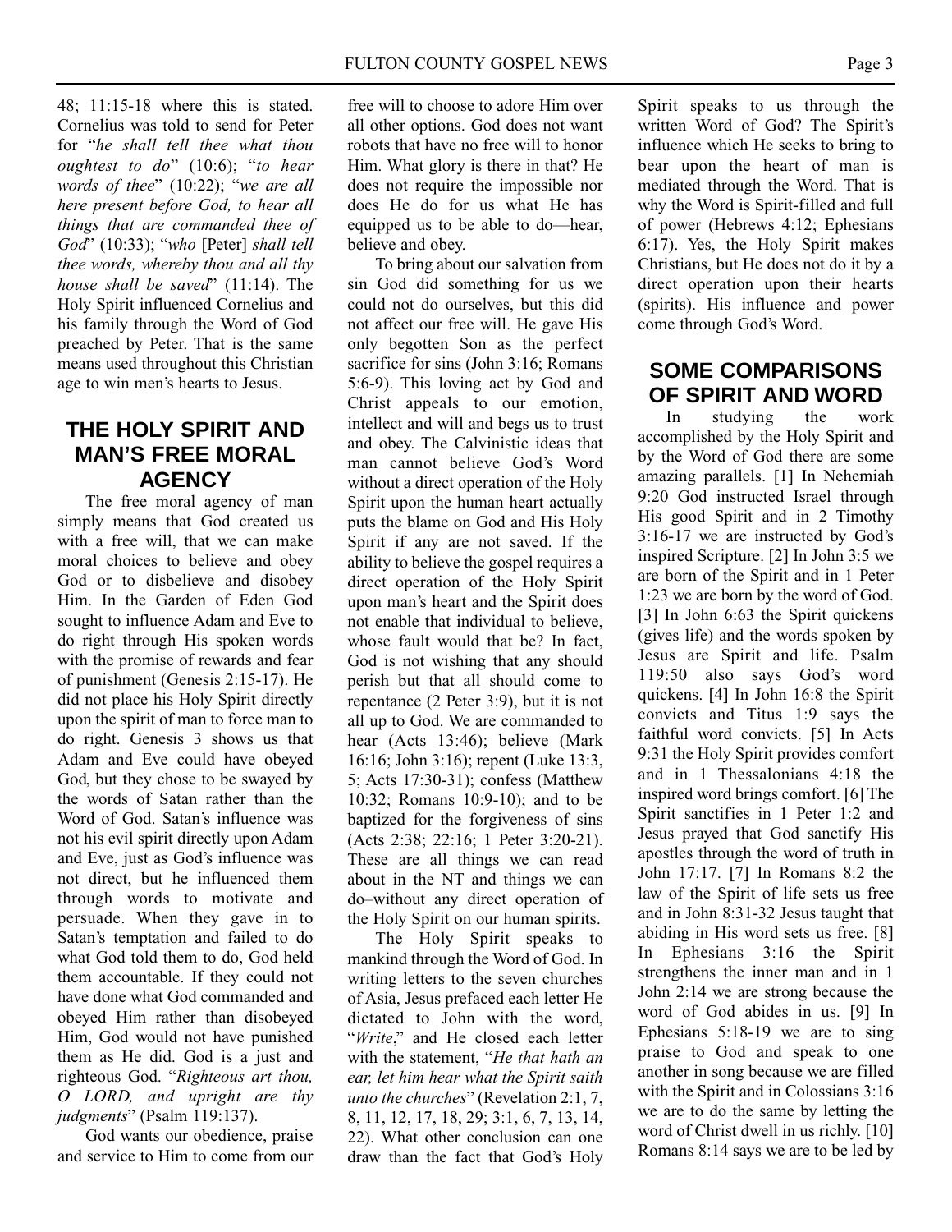48; 11:15-18 where this is stated. Cornelius was told to send for Peter for "*he shall tell thee what thou oughtest to do*" (10:6); "*to hear words of thee*" (10:22); "*we are all here present before God, to hear all things that are commanded thee of God*" (10:33); "*who* [Peter] *shall tell thee words, whereby thou and all thy house shall be saved*" (11:14). The Holy Spirit influenced Cornelius and his family through the Word of God preached by Peter. That is the same means used throughout this Christian age to win men's hearts to Jesus.

## THE HOLY SPIRIT AND MAN'S FREE MORAL AGENCY

The free moral agency of man simply means that God created us with a free will, that we can make moral choices to believe and obey God or to disbelieve and disobey Him. In the Garden of Eden God sought to influence Adam and Eve to do right through His spoken words with the promise of rewards and fear of punishment (Genesis 2:15-17). He did not place his Holy Spirit directly upon the spirit of man to force man to do right. Genesis 3 shows us that Adam and Eve could have obeyed God, but they chose to be swayed by the words of Satan rather than the Word of God. Satan's influence was not his evil spirit directly upon Adam and Eve, just as God's influence was not direct, but he influenced them through words to motivate and persuade. When they gave in to Satan's temptation and failed to do what God told them to do, God held them accountable. If they could not have done what God commanded and obeyed Him rather than disobeyed Him, God would not have punished them as He did. God is a just and righteous God. "*Righteous art thou, O LORD, and upright are thy judgments*" (Psalm 119:137).

God wants our obedience, praise and service to Him to come from our free will to choose to adore Him over all other options. God does not want robots that have no free will to honor Him. What glory is there in that? He does not require the impossible nor does He do for us what He has equipped us to be able to do—hear, believe and obey.

To bring about our salvation from sin God did something for us we could not do ourselves, but this did not affect our free will. He gave His only begotten Son as the perfect sacrifice for sins (John 3:16; Romans 5:6-9). This loving act by God and Christ appeals to our emotion, intellect and will and begs us to trust and obey. The Calvinistic ideas that man cannot believe God's Word without a direct operation of the Holy Spirit upon the human heart actually puts the blame on God and His Holy Spirit if any are not saved. If the ability to believe the gospel requires a direct operation of the Holy Spirit upon man's heart and the Spirit does not enable that individual to believe, whose fault would that be? In fact, God is not wishing that any should perish but that all should come to repentance (2 Peter 3:9), but it is not all up to God. We are commanded to hear (Acts 13:46); believe (Mark 16:16; John 3:16); repent (Luke 13:3, 5; Acts 17:30-31); confess (Matthew 10:32; Romans 10:9-10); and to be baptized for the forgiveness of sins (Acts 2:38; 22:16; 1 Peter 3:20-21). These are all things we can read about in the NT and things we can do–without any direct operation of the Holy Spirit on our human spirits.

The Holy Spirit speaks to mankind through the Word of God. In writing letters to the seven churches of Asia, Jesus prefaced each letter He dictated to John with the word, "*Write*," and He closed each letter with the statement, "*He that hath an ear, let him hear what the Spirit saith unto the churches*" (Revelation 2:1, 7, 8, 11, 12, 17, 18, 29; 3:1, 6, 7, 13, 14, 22). What other conclusion can one draw than the fact that God's Holy Spirit speaks to us through the written Word of God? The Spirit's influence which He seeks to bring to bear upon the heart of man is mediated through the Word. That is why the Word is Spirit-filled and full of power (Hebrews 4:12; Ephesians 6:17). Yes, the Holy Spirit makes Christians, but He does not do it by a direct operation upon their hearts (spirits). His influence and power come through God's Word.

## SOME COMPARISONS OF SPIRIT AND WORD

In studying the work accomplished by the Holy Spirit and by the Word of God there are some amazing parallels. [1] In Nehemiah 9:20 God instructed Israel through His good Spirit and in 2 Timothy 3:16-17 we are instructed by God's inspired Scripture. [2] In John 3:5 we are born of the Spirit and in 1 Peter 1:23 we are born by the word of God. [3] In John 6:63 the Spirit quickens (gives life) and the words spoken by Jesus are Spirit and life. Psalm 119:50 also says God's word quickens. [4] In John 16:8 the Spirit convicts and Titus 1:9 says the faithful word convicts. [5] In Acts 9:31 the Holy Spirit provides comfort and in 1 Thessalonians 4:18 the inspired word brings comfort. [6] The Spirit sanctifies in 1 Peter 1:2 and Jesus prayed that God sanctify His apostles through the word of truth in John 17:17. [7] In Romans 8:2 the law of the Spirit of life sets us free and in John 8:31-32 Jesus taught that abiding in His word sets us free. [8] In Ephesians 3:16 the Spirit strengthens the inner man and in 1 John 2:14 we are strong because the word of God abides in us. [9] In Ephesians 5:18-19 we are to sing praise to God and speak to one another in song because we are filled with the Spirit and in Colossians 3:16 we are to do the same by letting the word of Christ dwell in us richly. [10] Romans 8:14 says we are to be led by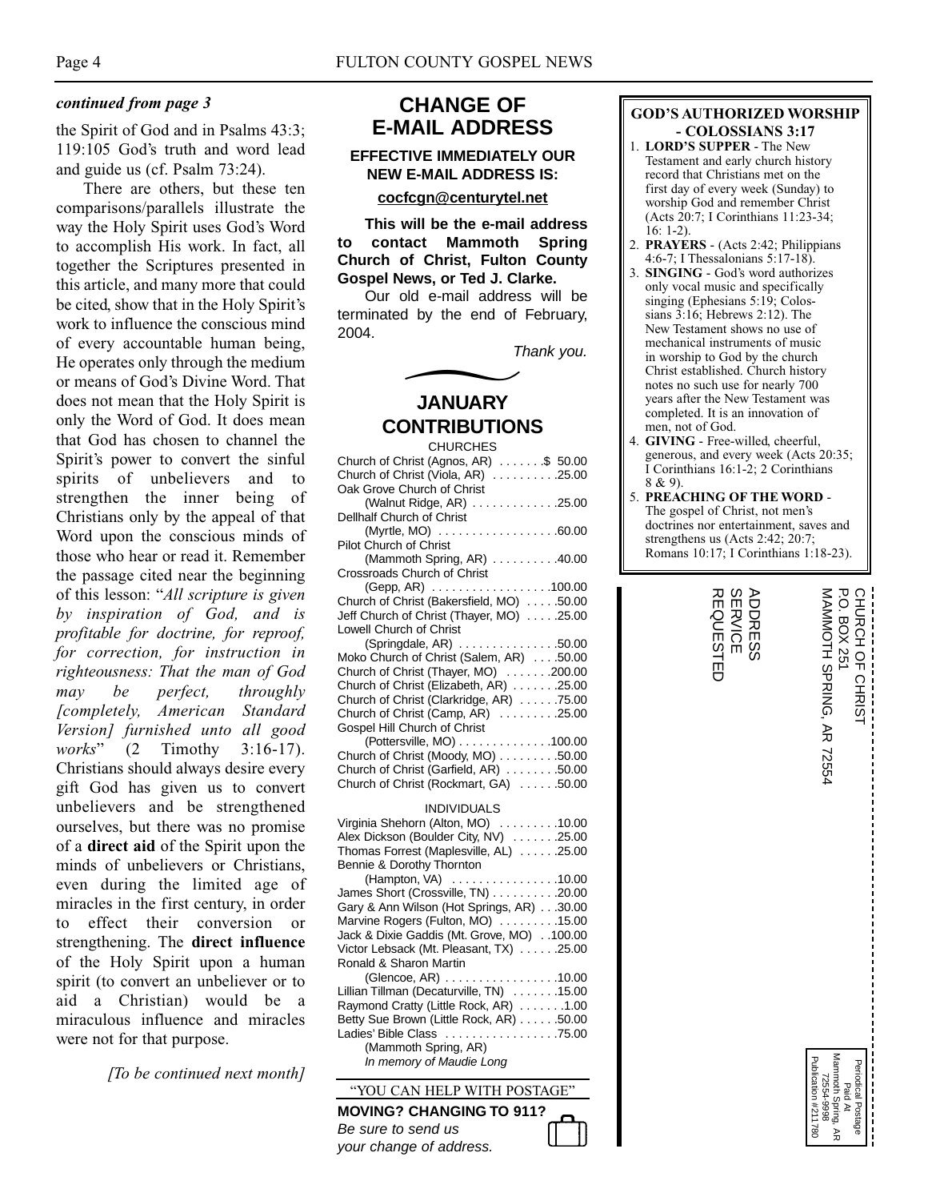*continued from page 3*

the Spirit of God and in Psalms 43:3; 119:105 God's truth and word lead and guide us (cf. Psalm 73:24).

There are others, but these ten comparisons/parallels illustrate the way the Holy Spirit uses God's Word to accomplish His work. In fact, all together the Scriptures presented in this article, and many more that could be cited, show that in the Holy Spirit's work to influence the conscious mind of every accountable human being, He operates only through the medium or means of God's Divine Word. That does not mean that the Holy Spirit is only the Word of God. It does mean that God has chosen to channel the Spirit's power to convert the sinful spirits of unbelievers and to strengthen the inner being of Christians only by the appeal of that Word upon the conscious minds of those who hear or read it. Remember the passage cited near the beginning of this lesson: "*All scripture is given by inspiration of God, and is profitable for doctrine, for reproof, for correction, for instruction in righteousness: That the man of God may be perfect, throughly [completely, American Standard Version] furnished unto all good works*" (2 Timothy 3:16-17). Christians should always desire every gift God has given us to convert unbelievers and be strengthened ourselves, but there was no promise of a **direct aid** of the Spirit upon the minds of unbelievers or Christians, even during the limited age of miracles in the first century, in order to effect their conversion or strengthening. The **direct influence** of the Holy Spirit upon a human spirit (to convert an unbeliever or to aid a Christian) would be a miraculous influence and miracles were not for that purpose.

*[To be continued next month]*

# CHANGE OF E-MAIL ADDRESS

**EFFECTIVE IMMEDIATELY OUR NEW E-MAIL ADDRESS IS:**

**cocfcgn@centurytel.net**

**This will be the e-mail address to contact Mammoth Spring Church of Christ, Fulton County Gospel News, or Ted J. Clarke.**

Our old e-mail address will be terminated by the end of February, 2004.

*Thank you.*

# JANUARY CONTRIBUTIONS

CHURCHES

| | |
|---|---|
| Church of Christ (Agnos, AR) | $ 50.00 |
| Church of Christ (Viola, AR) | 25.00 |
| Oak Grove Church of Christ (Walnut Ridge, AR) | 25.00 |
| Dellhalf Church of Christ (Myrtle, MO) | 60.00 |
| Pilot Church of Christ (Mammoth Spring, AR) | 40.00 |
| Crossroads Church of Christ (Gepp, AR) | 100.00 |
| Church of Christ (Bakersfield, MO) | 50.00 |
| Jeff Church of Christ (Thayer, MO) | 25.00 |
| Lowell Church of Christ (Springdale, AR) | 50.00 |
| Moko Church of Christ (Salem, AR) | 50.00 |
| Church of Christ (Thayer, MO) | 200.00 |
| Church of Christ (Elizabeth, AR) | 25.00 |
| Church of Christ (Clarkridge, AR) | 75.00 |
| Church of Christ (Camp, AR) | 25.00 |
| Gospel Hill Church of Christ (Pottersville, MO) | 100.00 |
| Church of Christ (Moody, MO) | 50.00 |
| Church of Christ (Garfield, AR) | 50.00 |
| Church of Christ (Rockmart, GA) | 50.00 |

INDIVIDUALS

| | |
|---|---|
| Virginia Shehorn (Alton, MO) | 10.00 |
| Alex Dickson (Boulder City, NV) | 25.00 |
| Thomas Forrest (Maplesville, AL) | 25.00 |
| Bennie & Dorothy Thornton (Hampton, VA) | 10.00 |
| James Short (Crossville, TN) | 20.00 |
| Gary & Ann Wilson (Hot Springs, AR) | 30.00 |
| Marvine Rogers (Fulton, MO) | 15.00 |
| Jack & Dixie Gaddis (Mt. Grove, MO) | 100.00 |
| Victor Lebsack (Mt. Pleasant, TX) | 25.00 |
| Ronald & Sharon Martin (Glencoe, AR) | 10.00 |
| Lillian Tillman (Decaturville, TN) | 15.00 |
| Raymond Cratty (Little Rock, AR) | 1.00 |
| Betty Sue Brown (Little Rock, AR) | 50.00 |
| Ladies' Bible Class (Mammoth Spring, AR) *In memory of Maudie Long* | 75.00 |

"YOU CAN HELP WITH POSTAGE"

**MOVING? CHANGING TO 911?**
*Be sure to send us your change of address.*

## GOD'S AUTHORIZED WORSHIP - COLOSSIANS 3:17

1. **LORD'S SUPPER** - The New Testament and early church history record that Christians met on the first day of every week (Sunday) to worship God and remember Christ (Acts 20:7; I Corinthians 11:23-34; 16: 1-2).
2. **PRAYERS** - (Acts 2:42; Philippians 4:6-7; I Thessalonians 5:17-18).
3. **SINGING** - God's word authorizes only vocal music and specifically singing (Ephesians 5:19; Colossians 3:16; Hebrews 2:12). The New Testament shows no use of mechanical instruments of music in worship to God by the church Christ established. Church history notes no such use for nearly 700 years after the New Testament was completed. It is an innovation of men, not of God.
4. **GIVING** - Free-willed, cheerful, generous, and every week (Acts 20:35; I Corinthians 16:1-2; 2 Corinthians 8 & 9).
5. **PREACHING OF THE WORD** - The gospel of Christ, not men's doctrines nor entertainment, saves and strengthens us (Acts 2:42; 20:7; Romans 10:17; I Corinthians 1:18-23).

CHURCH OF CHRIST
P.O. BOX 251
MAMMOTH SPRING, AR 72554

ADDRESS SERVICE REQUESTED

Periodical Postage Paid At Mammoth Spring, AR 72554-9998 Publication #211780